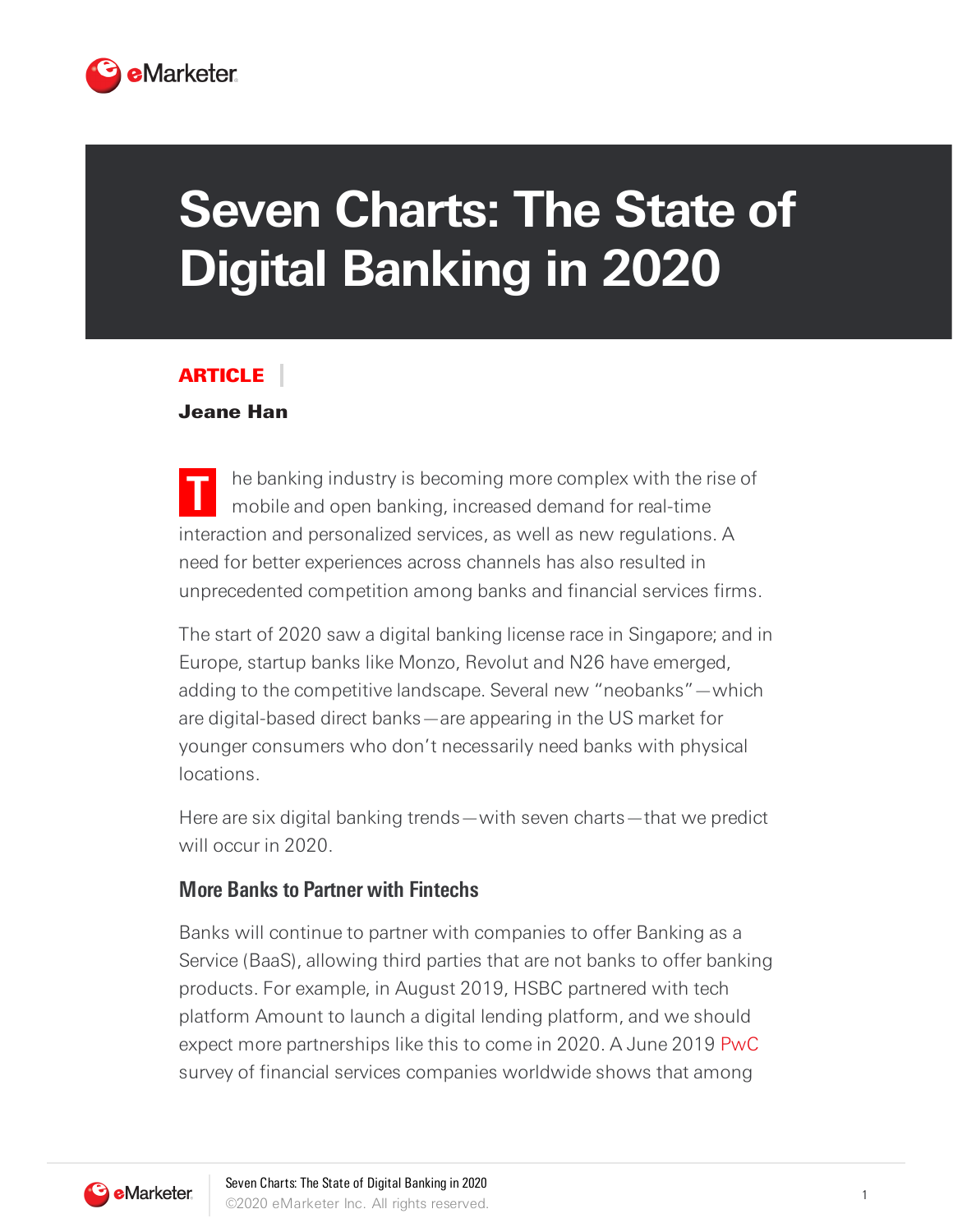# Seven Charts: The State of Digital Banking in 2020

**ARTICLE**

**Jeane Han**

The banking industry is becoming more complex with the rise of mobile and open banking, increased demand for real-time interaction and personalized services, as well as new regulations. A need for better experiences across channels has also resulted in unprecedented competition among banks and financial services firms.

The start of 2020 saw a digital banking license race in Singapore; and in Europe, startup banks like Monzo, Revolut and N26 have emerged, adding to the competitive landscape. Several new "neobanks"—which are digital-based direct banks—are appearing in the US market for younger consumers who don't necessarily need banks with physical locations.

Here are six digital banking trends—with seven charts—that we predict will occur in 2020.

## More Banks to Partner with Fintechs

Banks will continue to partner with companies to offer Banking as a Service (BaaS), allowing third parties that are not banks to offer banking products. For example, in August 2019, HSBC partnered with tech platform Amount to launch a digital lending platform, and we should expect more partnerships like this to come in 2020. A June 2019 PwC survey of financial services companies worldwide shows that among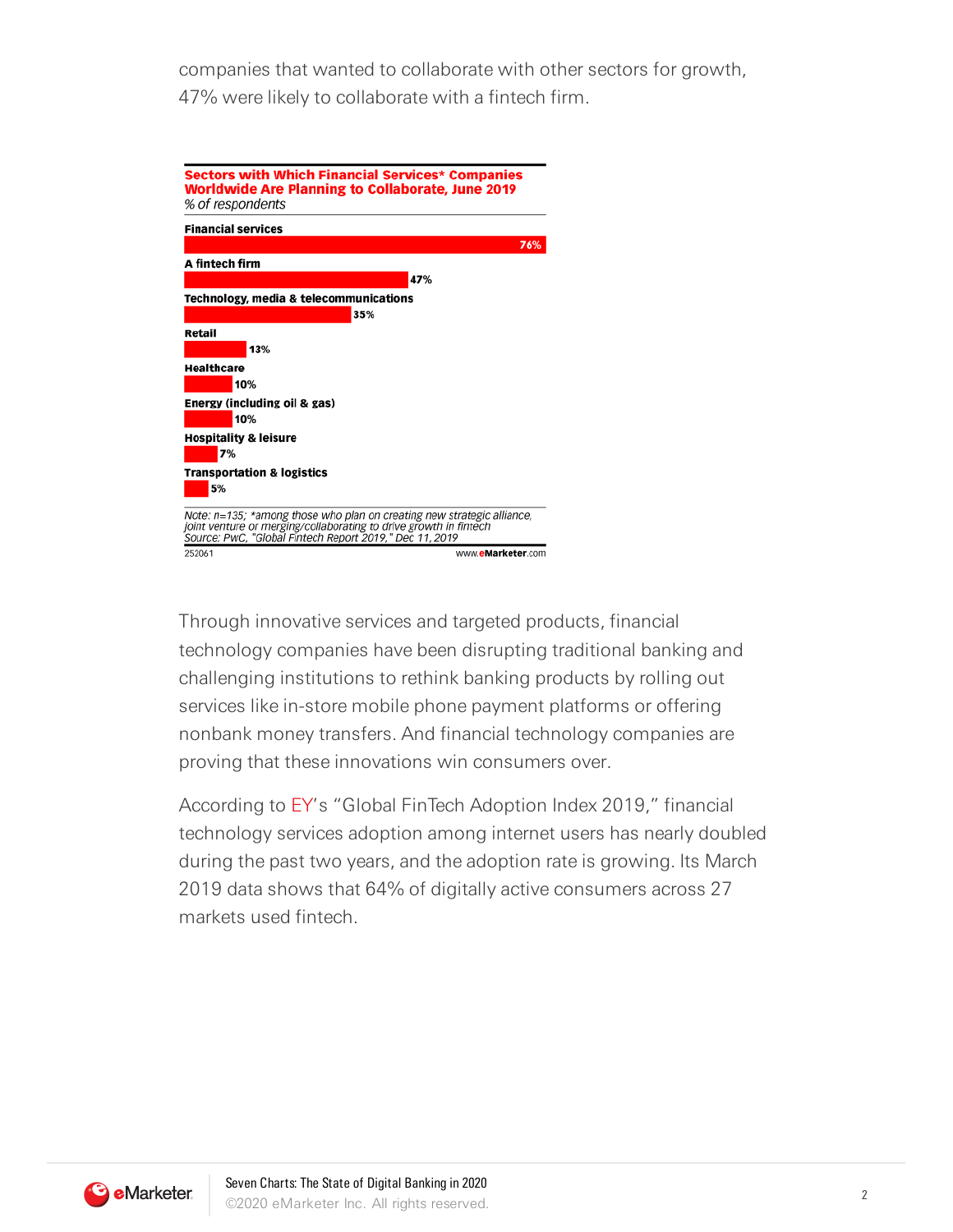companies that wanted to collaborate with other sectors for growth, 47% were likely to collaborate with a fintech firm.

**Sectors with Which Financial Services* Companies Worldwide Are Planning to Collaborate, June 2019**
*% of respondents*

Financial services
76%

A fintech firm
47%

Technology, media & telecommunications
35%

Retail
13%

Healthcare
10%

Energy (including oil & gas)
10%

Hospitality & leisure
7%

Transportation & logistics
5%

*Note: n=135; *among those who plan on creating new strategic alliance, joint venture or merging/collaborating to drive growth in fintech*
*Source: PwC, "Global Fintech Report 2019," Dec 11, 2019*

252061 www.eMarketer.com

Through innovative services and targeted products, financial technology companies have been disrupting traditional banking and challenging institutions to rethink banking products by rolling out services like in-store mobile phone payment platforms or offering nonbank money transfers. And financial technology companies are proving that these innovations win consumers over.

According to EY's "Global FinTech Adoption Index 2019," financial technology services adoption among internet users has nearly doubled during the past two years, and the adoption rate is growing. Its March 2019 data shows that 64% of digitally active consumers across 27 markets used fintech.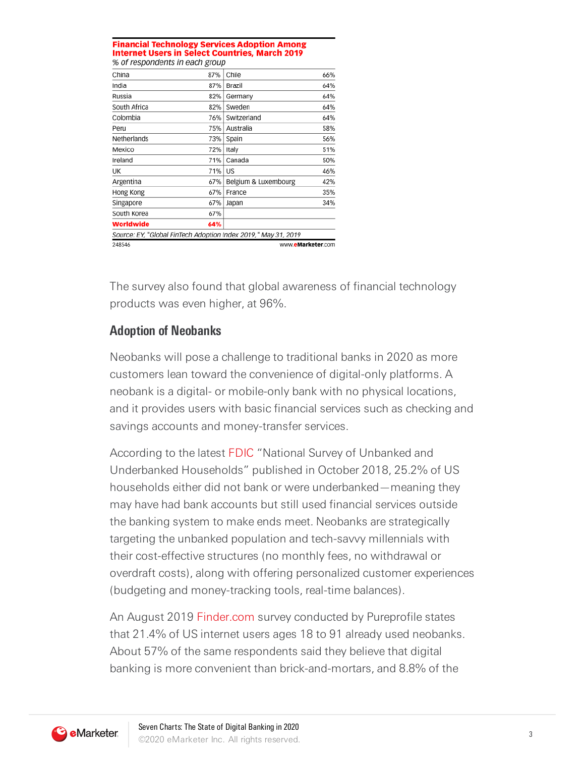**Financial Technology Services Adoption Among Internet Users in Select Countries, March 2019**

*% of respondents in each group*

| | | | |
|---|---|---|---|
| China | 87% | Chile | 66% |
| India | 87% | Brazil | 64% |
| Russia | 82% | Germany | 64% |
| South Africa | 82% | Sweden | 64% |
| Colombia | 76% | Switzerland | 64% |
| Peru | 75% | Australia | 58% |
| Netherlands | 73% | Spain | 56% |
| Mexico | 72% | Italy | 51% |
| Ireland | 71% | Canada | 50% |
| UK | 71% | US | 46% |
| Argentina | 67% | Belgium & Luxembourg | 42% |
| Hong Kong | 67% | France | 35% |
| Singapore | 67% | Japan | 34% |
| South Korea | 67% | | |
| **Worldwide** | **64%** | | |

*Source: EY, "Global FinTech Adoption Index 2019," May 31, 2019*

248546 www.eMarketer.com

The survey also found that global awareness of financial technology products was even higher, at 96%.

## Adoption of Neobanks

Neobanks will pose a challenge to traditional banks in 2020 as more customers lean toward the convenience of digital-only platforms. A neobank is a digital- or mobile-only bank with no physical locations, and it provides users with basic financial services such as checking and savings accounts and money-transfer services.

According to the latest FDIC "National Survey of Unbanked and Underbanked Households" published in October 2018, 25.2% of US households either did not bank or were underbanked—meaning they may have had bank accounts but still used financial services outside the banking system to make ends meet. Neobanks are strategically targeting the unbanked population and tech-savvy millennials with their cost-effective structures (no monthly fees, no withdrawal or overdraft costs), along with offering personalized customer experiences (budgeting and money-tracking tools, real-time balances).

An August 2019 Finder.com survey conducted by Pureprofile states that 21.4% of US internet users ages 18 to 91 already used neobanks. About 57% of the same respondents said they believe that digital banking is more convenient than brick-and-mortars, and 8.8% of the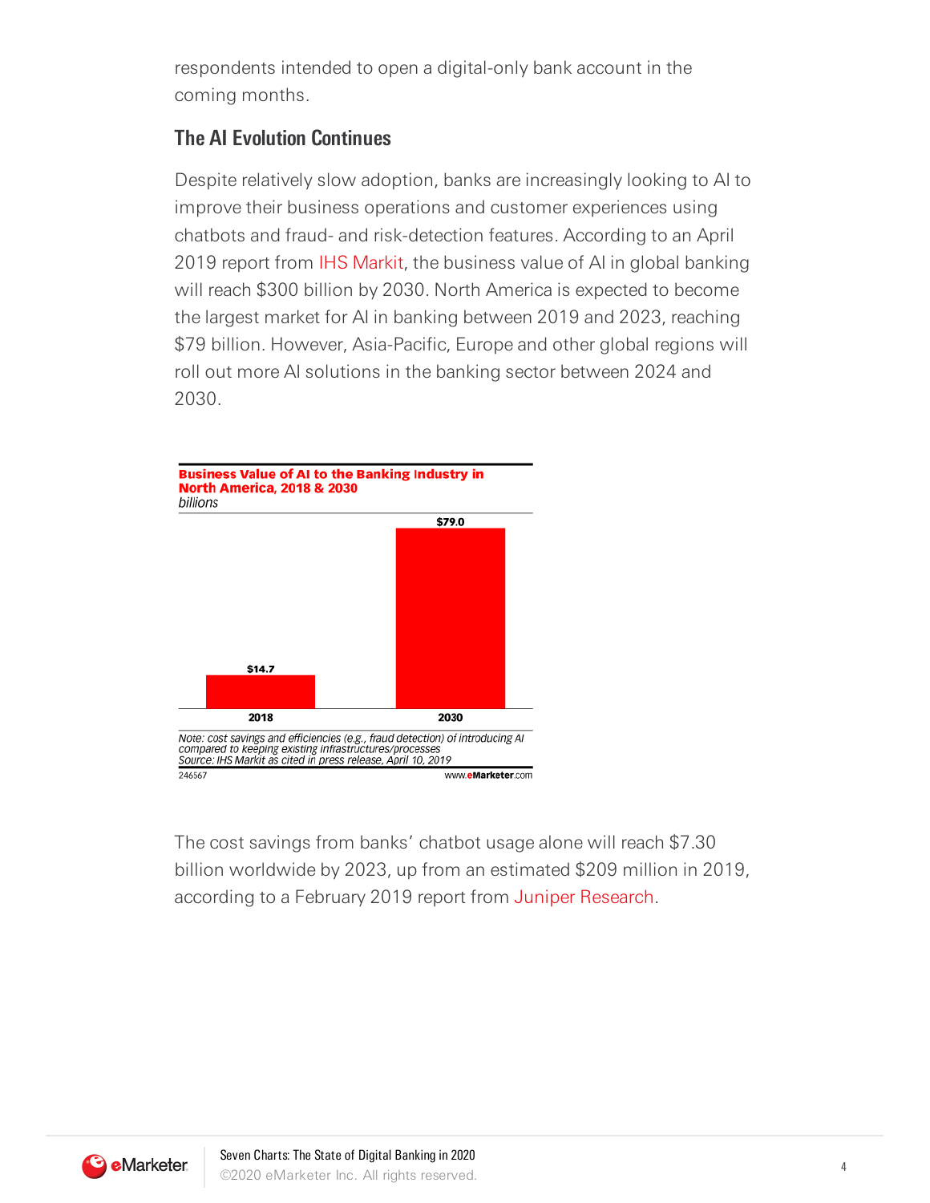respondents intended to open a digital-only bank account in the coming months.

## The AI Evolution Continues

Despite relatively slow adoption, banks are increasingly looking to AI to improve their business operations and customer experiences using chatbots and fraud- and risk-detection features. According to an April 2019 report from IHS Markit, the business value of AI in global banking will reach $300 billion by 2030. North America is expected to become the largest market for AI in banking between 2019 and 2023, reaching $79 billion. However, Asia-Pacific, Europe and other global regions will roll out more AI solutions in the banking sector between 2024 and 2030.

**Business Value of AI to the Banking Industry in North America, 2018 & 2030**
*billions*

| 2018 | 2030 |
|---|---|
| $14.7 | $79.0 |

*Note: cost savings and efficiencies (e.g., fraud detection) of introducing AI compared to keeping existing infrastructures/processes*
*Source: IHS Markit as cited in press release, April 10, 2019*
246567 www.eMarketer.com

The cost savings from banks' chatbot usage alone will reach $7.30 billion worldwide by 2023, up from an estimated $209 million in 2019, according to a February 2019 report from Juniper Research.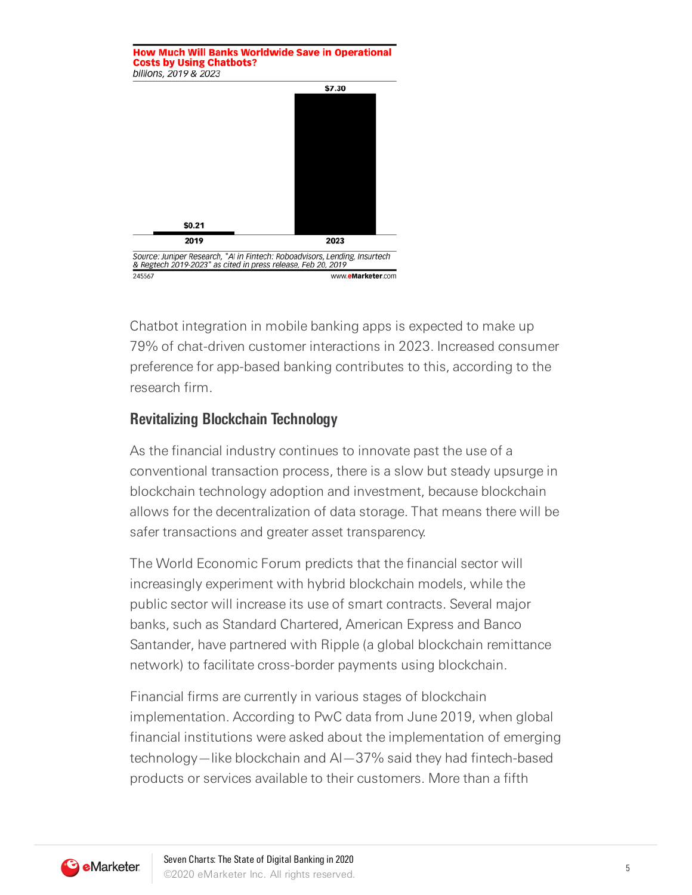**How Much Will Banks Worldwide Save in Operational Costs by Using Chatbots?**

*billions, 2019 & 2023*

$0.21

2019

$7.30

2023

*Source: Juniper Research, "AI in Fintech: Roboadvisors, Lending, Insurtech & Regtech 2019-2023" as cited in press release, Feb 20, 2019*

245567

www.eMarketer.com

Chatbot integration in mobile banking apps is expected to make up 79% of chat-driven customer interactions in 2023. Increased consumer preference for app-based banking contributes to this, according to the research firm.

## Revitalizing Blockchain Technology

As the financial industry continues to innovate past the use of a conventional transaction process, there is a slow but steady upsurge in blockchain technology adoption and investment, because blockchain allows for the decentralization of data storage. That means there will be safer transactions and greater asset transparency.

The World Economic Forum predicts that the financial sector will increasingly experiment with hybrid blockchain models, while the public sector will increase its use of smart contracts. Several major banks, such as Standard Chartered, American Express and Banco Santander, have partnered with Ripple (a global blockchain remittance network) to facilitate cross-border payments using blockchain.

Financial firms are currently in various stages of blockchain implementation. According to PwC data from June 2019, when global financial institutions were asked about the implementation of emerging technology—like blockchain and AI—37% said they had fintech-based products or services available to their customers. More than a fifth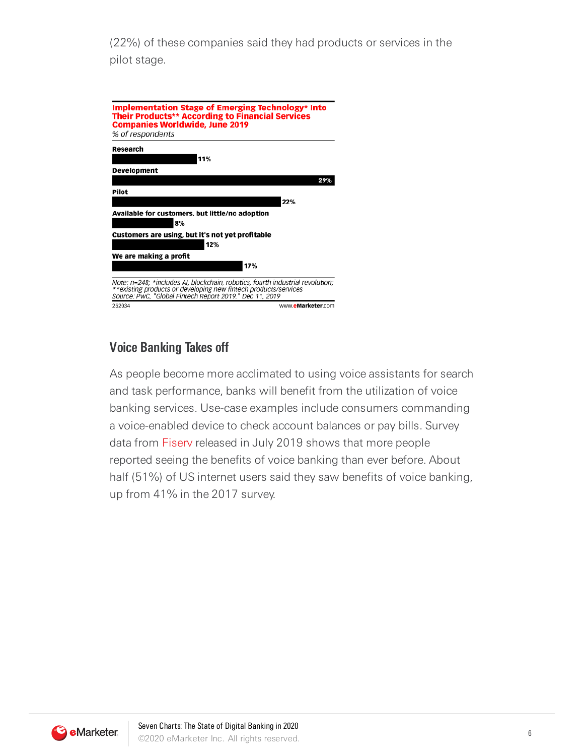(22%) of these companies said they had products or services in the pilot stage.

**Implementation Stage of Emerging Technology* Into Their Products** According to Financial Services Companies Worldwide, June 2019**

*% of respondents*

Research
11%

Development
29%

Pilot
22%

Available for customers, but little/no adoption
8%

Customers are using, but it's not yet profitable
12%

We are making a profit
17%

*Note: n=248; *includes AI, blockchain, robotics, fourth industrial revolution; **existing products or developing new fintech products/services*
*Source: PwC, "Global Fintech Report 2019," Dec 11, 2019*

252034 www.eMarketer.com

## Voice Banking Takes off

As people become more acclimated to using voice assistants for search and task performance, banks will benefit from the utilization of voice banking services. Use-case examples include consumers commanding a voice-enabled device to check account balances or pay bills. Survey data from Fiserv released in July 2019 shows that more people reported seeing the benefits of voice banking than ever before. About half (51%) of US internet users said they saw benefits of voice banking, up from 41% in the 2017 survey.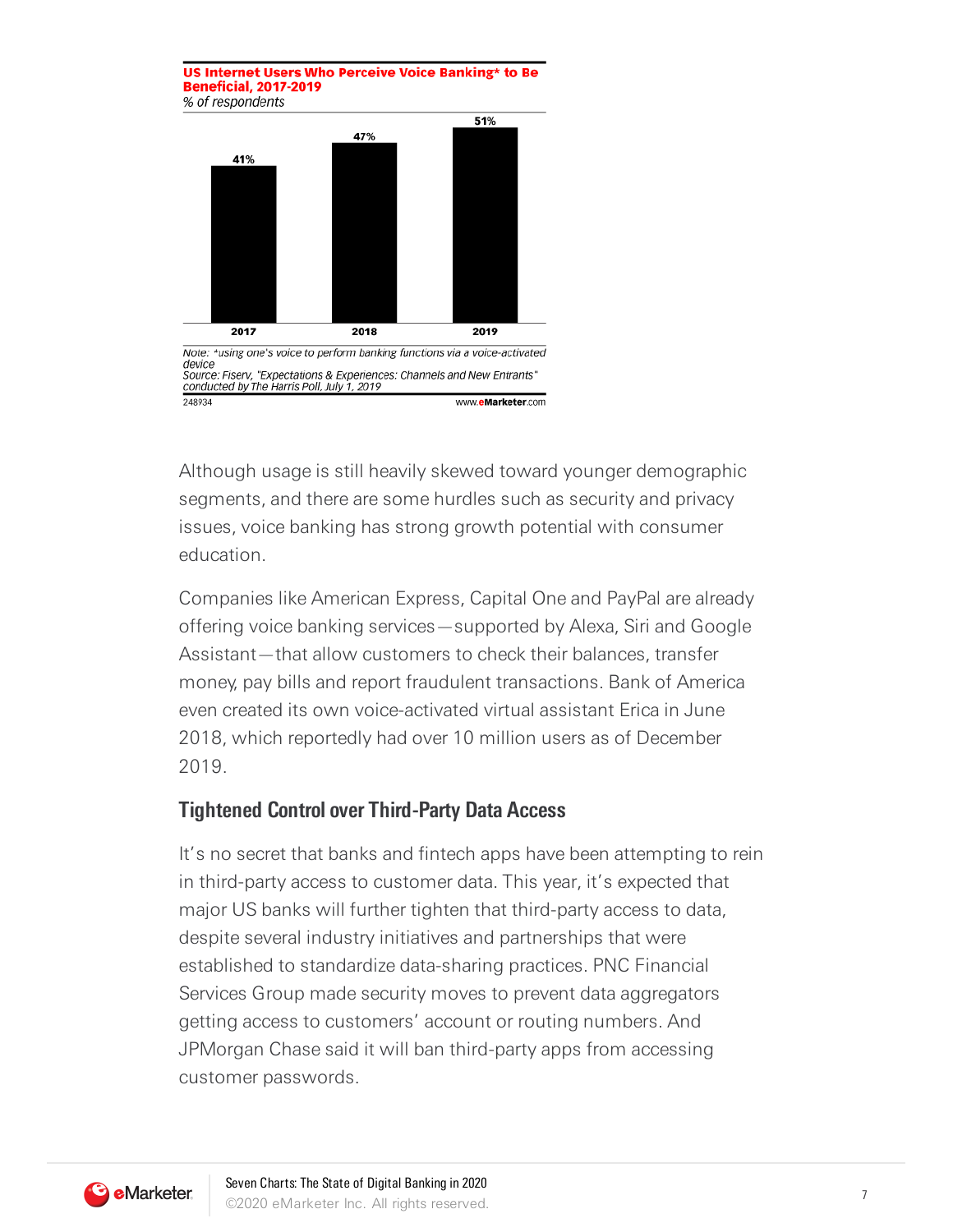**US Internet Users Who Perceive Voice Banking* to Be Beneficial, 2017-2019**

*% of respondents*

41%
47%
51%

2017
2018
2019

Note: *using one's voice to perform banking functions via a voice-activated device
Source: Fiserv, "Expectations & Experiences: Channels and New Entrants" conducted by The Harris Poll, July 1, 2019

248934 www.eMarketer.com

Although usage is still heavily skewed toward younger demographic segments, and there are some hurdles such as security and privacy issues, voice banking has strong growth potential with consumer education.

Companies like American Express, Capital One and PayPal are already offering voice banking services—supported by Alexa, Siri and Google Assistant—that allow customers to check their balances, transfer money, pay bills and report fraudulent transactions. Bank of America even created its own voice-activated virtual assistant Erica in June 2018, which reportedly had over 10 million users as of December 2019.

## Tightened Control over Third-Party Data Access

It's no secret that banks and fintech apps have been attempting to rein in third-party access to customer data. This year, it's expected that major US banks will further tighten that third-party access to data, despite several industry initiatives and partnerships that were established to standardize data-sharing practices. PNC Financial Services Group made security moves to prevent data aggregators getting access to customers' account or routing numbers. And JPMorgan Chase said it will ban third-party apps from accessing customer passwords.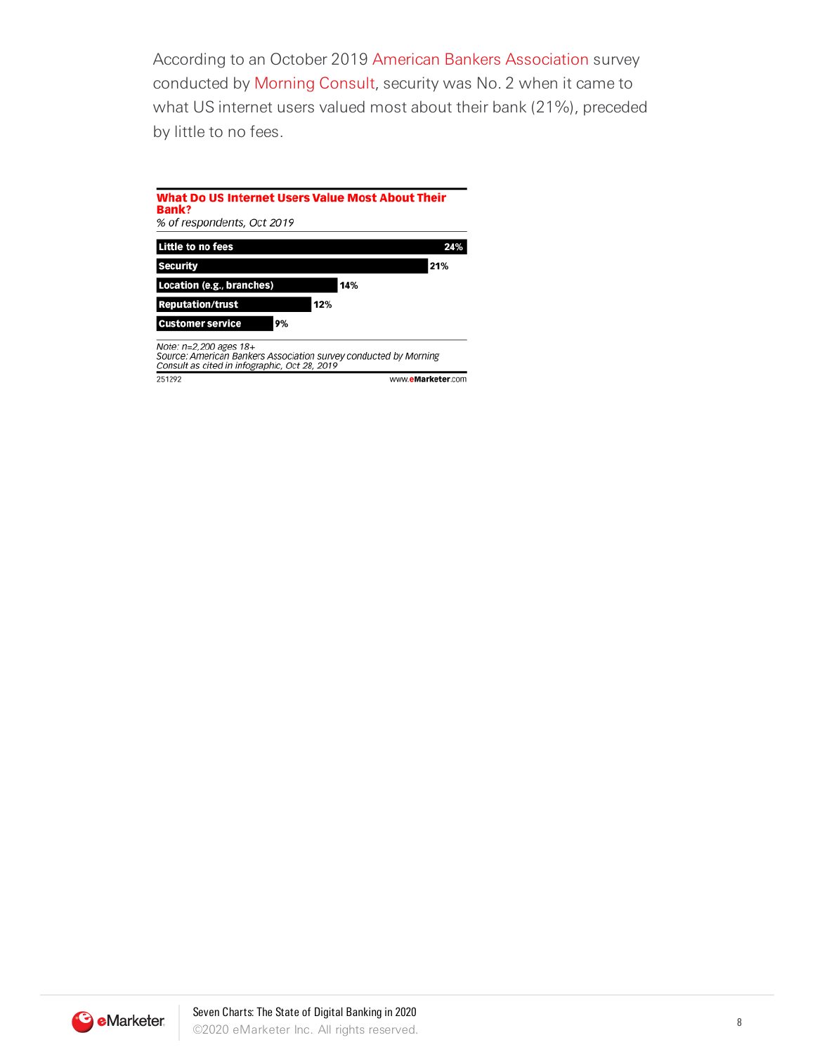According to an October 2019 American Bankers Association survey conducted by Morning Consult, security was No. 2 when it came to what US internet users valued most about their bank (21%), preceded by little to no fees.

**What Do US Internet Users Value Most About Their Bank?**

*% of respondents, Oct 2019*

Little to no fees 24%

Security 21%

Location (e.g., branches) 14%

Reputation/trust 12%

Customer service 9%

*Note: n=2,200 ages 18+*
*Source: American Bankers Association survey conducted by Morning Consult as cited in infographic, Oct 28, 2019*

251292 www.eMarketer.com